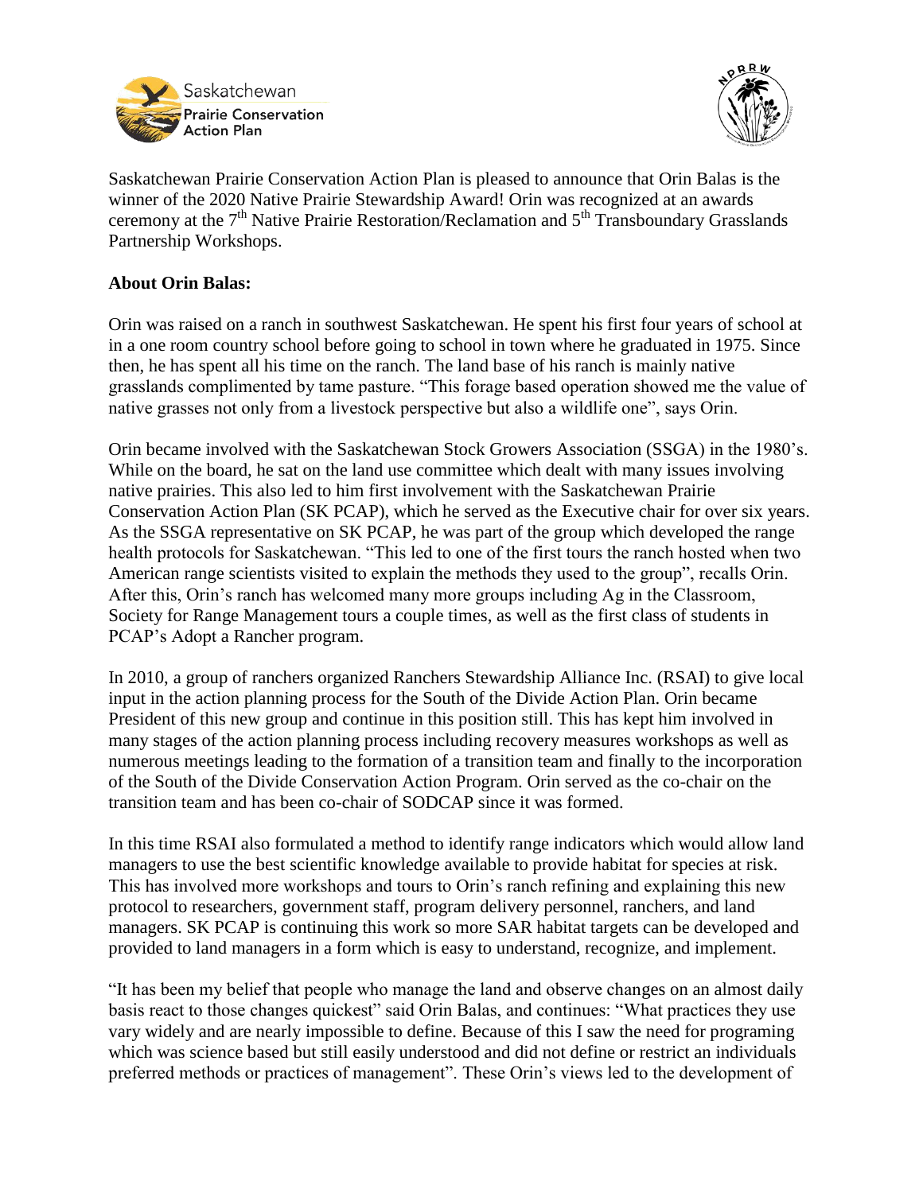Saskatchewan Prairie Conservation Action Plan is pleased to announce that Orin Balas is the winner of the 2020 Native Prairie Stewardship Award! Orin was recognized at an awards ceremony at the 7th Native Prairie Restoration/Reclamation and 5th Transboundary Grasslands Partnership Workshops.

**About Orin Balas:**

Orin was raised on a ranch in southwest Saskatchewan. He spent his first four years of school at in a one room country school before going to school in town where he graduated in 1975. Since then, he has spent all his time on the ranch. The land base of his ranch is mainly native grasslands complimented by tame pasture. "This forage based operation showed me the value of native grasses not only from a livestock perspective but also a wildlife one", says Orin.

Orin became involved with the Saskatchewan Stock Growers Association (SSGA) in the 1980's. While on the board, he sat on the land use committee which dealt with many issues involving native prairies. This also led to him first involvement with the Saskatchewan Prairie Conservation Action Plan (SK PCAP), which he served as the Executive chair for over six years. As the SSGA representative on SK PCAP, he was part of the group which developed the range health protocols for Saskatchewan. "This led to one of the first tours the ranch hosted when two American range scientists visited to explain the methods they used to the group", recalls Orin. After this, Orin's ranch has welcomed many more groups including Ag in the Classroom, Society for Range Management tours a couple times, as well as the first class of students in PCAP's Adopt a Rancher program.

In 2010, a group of ranchers organized Ranchers Stewardship Alliance Inc. (RSAI) to give local input in the action planning process for the South of the Divide Action Plan. Orin became President of this new group and continue in this position still. This has kept him involved in many stages of the action planning process including recovery measures workshops as well as numerous meetings leading to the formation of a transition team and finally to the incorporation of the South of the Divide Conservation Action Program. Orin served as the co-chair on the transition team and has been co-chair of SODCAP since it was formed.

In this time RSAI also formulated a method to identify range indicators which would allow land managers to use the best scientific knowledge available to provide habitat for species at risk. This has involved more workshops and tours to Orin's ranch refining and explaining this new protocol to researchers, government staff, program delivery personnel, ranchers, and land managers. SK PCAP is continuing this work so more SAR habitat targets can be developed and provided to land managers in a form which is easy to understand, recognize, and implement.

"It has been my belief that people who manage the land and observe changes on an almost daily basis react to those changes quickest" said Orin Balas, and continues: "What practices they use vary widely and are nearly impossible to define. Because of this I saw the need for programing which was science based but still easily understood and did not define or restrict an individuals preferred methods or practices of management". These Orin's views led to the development of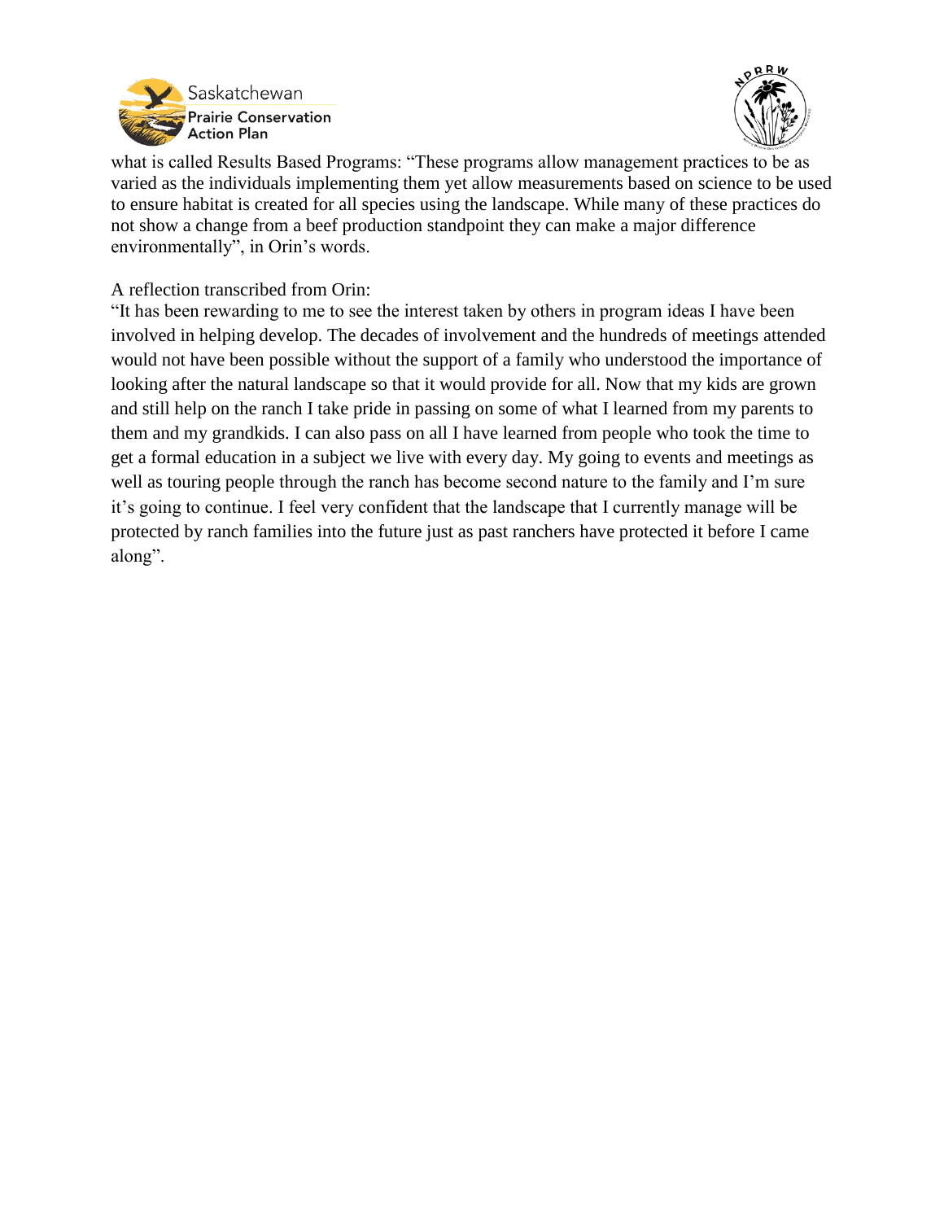what is called Results Based Programs: “These programs allow management practices to be as varied as the individuals implementing them yet allow measurements based on science to be used to ensure habitat is created for all species using the landscape. While many of these practices do not show a change from a beef production standpoint they can make a major difference environmentally”, in Orin’s words.

A reflection transcribed from Orin:

“It has been rewarding to me to see the interest taken by others in program ideas I have been involved in helping develop. The decades of involvement and the hundreds of meetings attended would not have been possible without the support of a family who understood the importance of looking after the natural landscape so that it would provide for all. Now that my kids are grown and still help on the ranch I take pride in passing on some of what I learned from my parents to them and my grandkids. I can also pass on all I have learned from people who took the time to get a formal education in a subject we live with every day. My going to events and meetings as well as touring people through the ranch has become second nature to the family and I’m sure it’s going to continue. I feel very confident that the landscape that I currently manage will be protected by ranch families into the future just as past ranchers have protected it before I came along”.